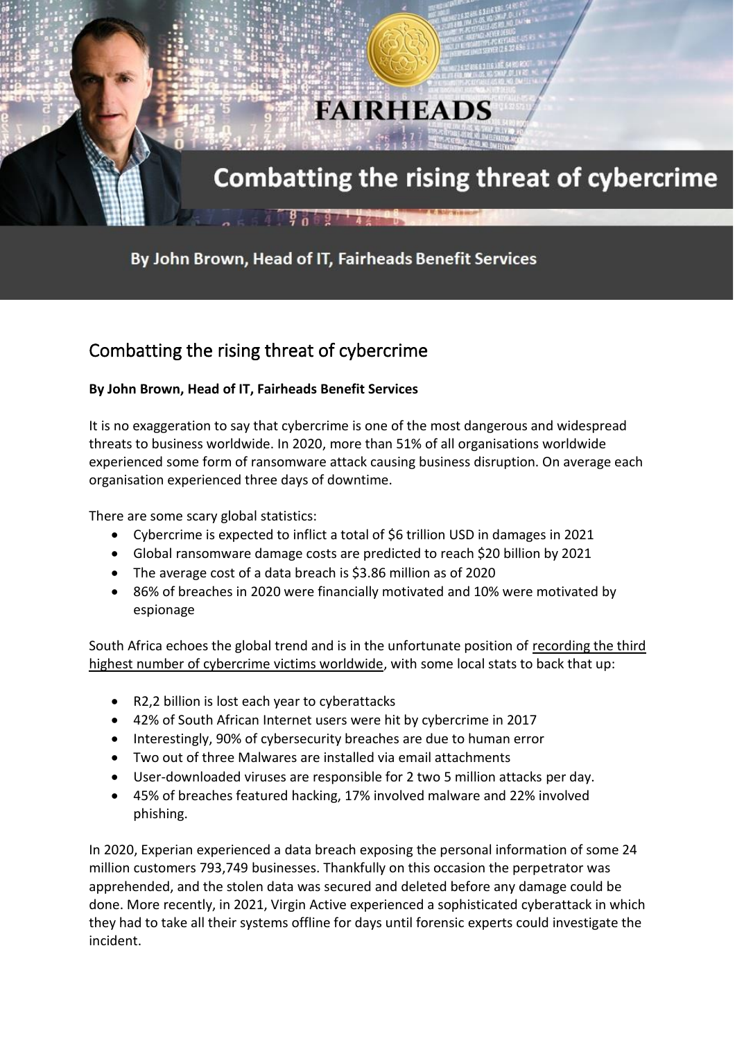# Combatting the rising threat of cybercrime

By John Brown, Head of IT, Fairheads Benefit Services

## Combatting the rising threat of cybercrime

**By John Brown, Head of IT, Fairheads Benefit Services**

It is no exaggeration to say that cybercrime is one of the most dangerous and widespread threats to business worldwide. In 2020, more than 51% of all organisations worldwide experienced some form of ransomware attack causing business disruption. On average each organisation experienced three days of downtime.

There are some scary global statistics:

- Cybercrime is expected to inflict a total of $6 trillion USD in damages in 2021
- Global ransomware damage costs are predicted to reach $20 billion by 2021
- The average cost of a data breach is $3.86 million as of 2020
- 86% of breaches in 2020 were financially motivated and 10% were motivated by espionage

South Africa echoes the global trend and is in the unfortunate position of recording the third highest number of cybercrime victims worldwide, with some local stats to back that up:

- R2,2 billion is lost each year to cyberattacks
- 42% of South African Internet users were hit by cybercrime in 2017
- Interestingly, 90% of cybersecurity breaches are due to human error
- Two out of three Malwares are installed via email attachments
- User-downloaded viruses are responsible for 2 two 5 million attacks per day.
- 45% of breaches featured hacking, 17% involved malware and 22% involved phishing.

In 2020, Experian experienced a data breach exposing the personal information of some 24 million customers 793,749 businesses. Thankfully on this occasion the perpetrator was apprehended, and the stolen data was secured and deleted before any damage could be done. More recently, in 2021, Virgin Active experienced a sophisticated cyberattack in which they had to take all their systems offline for days until forensic experts could investigate the incident.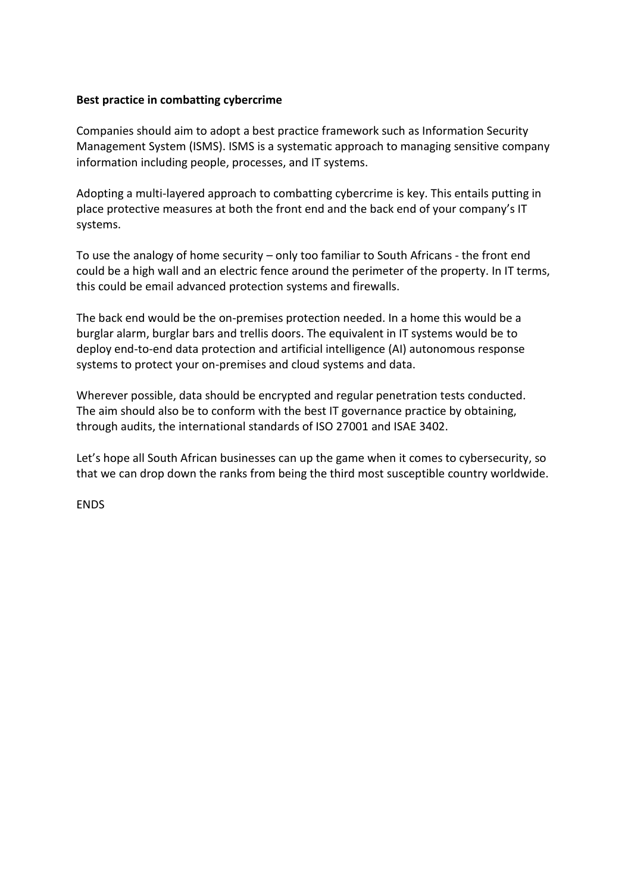**Best practice in combatting cybercrime**

Companies should aim to adopt a best practice framework such as Information Security Management System (ISMS). ISMS is a systematic approach to managing sensitive company information including people, processes, and IT systems.

Adopting a multi-layered approach to combatting cybercrime is key. This entails putting in place protective measures at both the front end and the back end of your company's IT systems.

To use the analogy of home security – only too familiar to South Africans - the front end could be a high wall and an electric fence around the perimeter of the property. In IT terms, this could be email advanced protection systems and firewalls.

The back end would be the on-premises protection needed. In a home this would be a burglar alarm, burglar bars and trellis doors. The equivalent in IT systems would be to deploy end-to-end data protection and artificial intelligence (AI) autonomous response systems to protect your on-premises and cloud systems and data.

Wherever possible, data should be encrypted and regular penetration tests conducted. The aim should also be to conform with the best IT governance practice by obtaining, through audits, the international standards of ISO 27001 and ISAE 3402.

Let's hope all South African businesses can up the game when it comes to cybersecurity, so that we can drop down the ranks from being the third most susceptible country worldwide.

ENDS